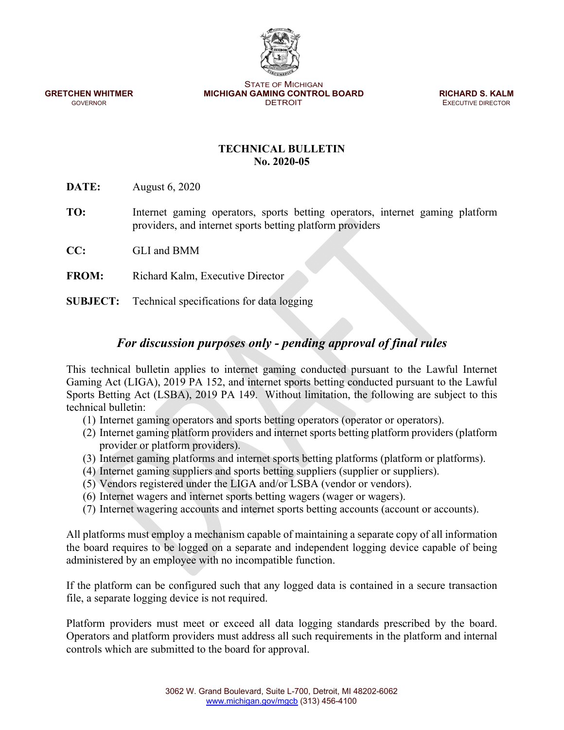STATE OF MICHIGAN
**MICHIGAN GAMING CONTROL BOARD**
DETROIT

**GRETCHEN WHITMER**
GOVERNOR

**RICHARD S. KALM**
EXECUTIVE DIRECTOR

# TECHNICAL BULLETIN
## No. 2020-05

**DATE:** August 6, 2020

**TO:** Internet gaming operators, sports betting operators, internet gaming platform providers, and internet sports betting platform providers

**CC:** GLI and BMM

**FROM:** Richard Kalm, Executive Director

**SUBJECT:** Technical specifications for data logging

### *For discussion purposes only - pending approval of final rules*

This technical bulletin applies to internet gaming conducted pursuant to the Lawful Internet Gaming Act (LIGA), 2019 PA 152, and internet sports betting conducted pursuant to the Lawful Sports Betting Act (LSBA), 2019 PA 149. Without limitation, the following are subject to this technical bulletin:

(1) Internet gaming operators and sports betting operators (operator or operators).
(2) Internet gaming platform providers and internet sports betting platform providers (platform provider or platform providers).
(3) Internet gaming platforms and internet sports betting platforms (platform or platforms).
(4) Internet gaming suppliers and sports betting suppliers (supplier or suppliers).
(5) Vendors registered under the LIGA and/or LSBA (vendor or vendors).
(6) Internet wagers and internet sports betting wagers (wager or wagers).
(7) Internet wagering accounts and internet sports betting accounts (account or accounts).

All platforms must employ a mechanism capable of maintaining a separate copy of all information the board requires to be logged on a separate and independent logging device capable of being administered by an employee with no incompatible function.

If the platform can be configured such that any logged data is contained in a secure transaction file, a separate logging device is not required.

Platform providers must meet or exceed all data logging standards prescribed by the board. Operators and platform providers must address all such requirements in the platform and internal controls which are submitted to the board for approval.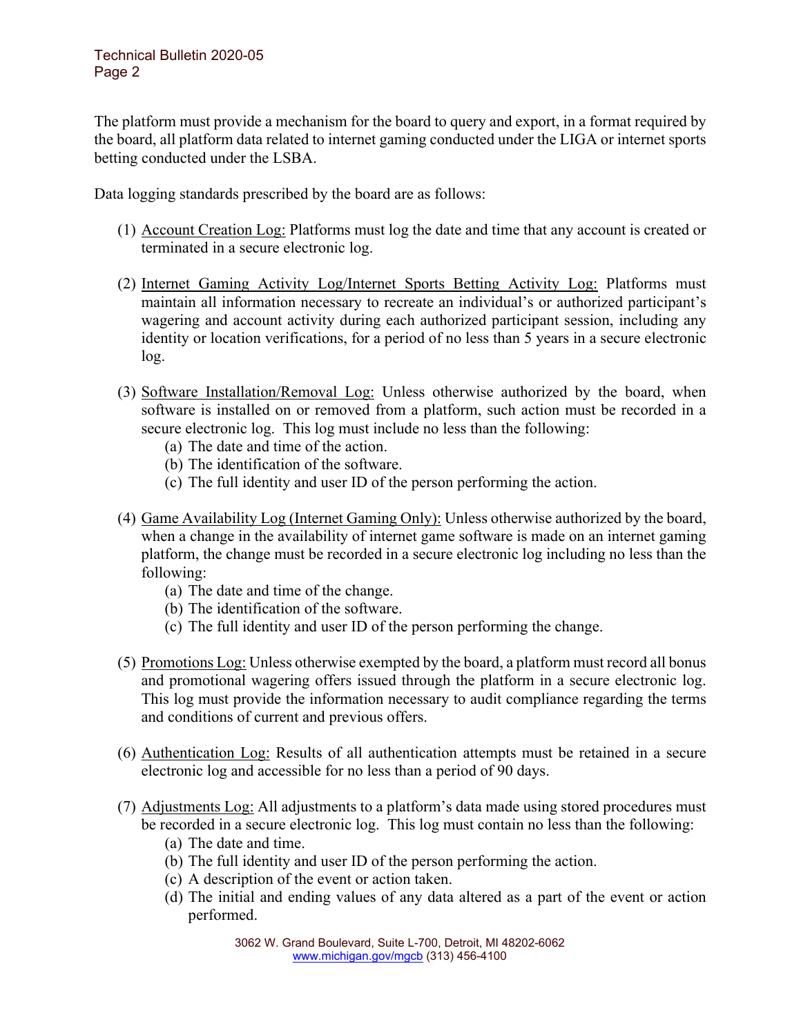The platform must provide a mechanism for the board to query and export, in a format required by the board, all platform data related to internet gaming conducted under the LIGA or internet sports betting conducted under the LSBA.

Data logging standards prescribed by the board are as follows:

(1) Account Creation Log: Platforms must log the date and time that any account is created or terminated in a secure electronic log.

(2) Internet Gaming Activity Log/Internet Sports Betting Activity Log: Platforms must maintain all information necessary to recreate an individual's or authorized participant's wagering and account activity during each authorized participant session, including any identity or location verifications, for a period of no less than 5 years in a secure electronic log.

(3) Software Installation/Removal Log: Unless otherwise authorized by the board, when software is installed on or removed from a platform, such action must be recorded in a secure electronic log. This log must include no less than the following:
   - (a) The date and time of the action.
   - (b) The identification of the software.
   - (c) The full identity and user ID of the person performing the action.

(4) Game Availability Log (Internet Gaming Only): Unless otherwise authorized by the board, when a change in the availability of internet game software is made on an internet gaming platform, the change must be recorded in a secure electronic log including no less than the following:
   - (a) The date and time of the change.
   - (b) The identification of the software.
   - (c) The full identity and user ID of the person performing the change.

(5) Promotions Log: Unless otherwise exempted by the board, a platform must record all bonus and promotional wagering offers issued through the platform in a secure electronic log. This log must provide the information necessary to audit compliance regarding the terms and conditions of current and previous offers.

(6) Authentication Log: Results of all authentication attempts must be retained in a secure electronic log and accessible for no less than a period of 90 days.

(7) Adjustments Log: All adjustments to a platform's data made using stored procedures must be recorded in a secure electronic log. This log must contain no less than the following:
   - (a) The date and time.
   - (b) The full identity and user ID of the person performing the action.
   - (c) A description of the event or action taken.
   - (d) The initial and ending values of any data altered as a part of the event or action performed.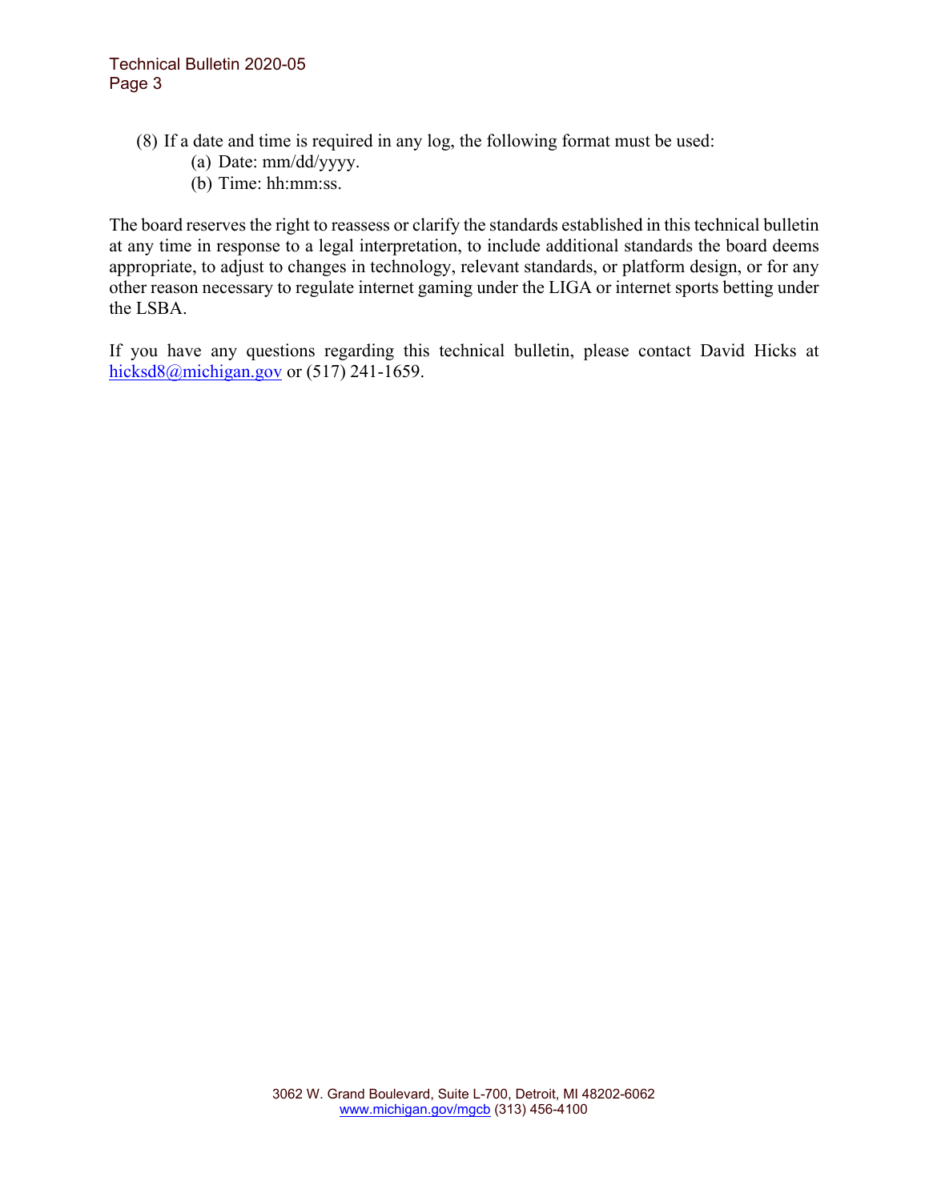(8) If a date and time is required in any log, the following format must be used:
   (a) Date: mm/dd/yyyy.
   (b) Time: hh:mm:ss.

The board reserves the right to reassess or clarify the standards established in this technical bulletin at any time in response to a legal interpretation, to include additional standards the board deems appropriate, to adjust to changes in technology, relevant standards, or platform design, or for any other reason necessary to regulate internet gaming under the LIGA or internet sports betting under the LSBA.

If you have any questions regarding this technical bulletin, please contact David Hicks at [hicksd8@michigan.gov](mailto:hicksd8@michigan.gov) or (517) 241-1659.